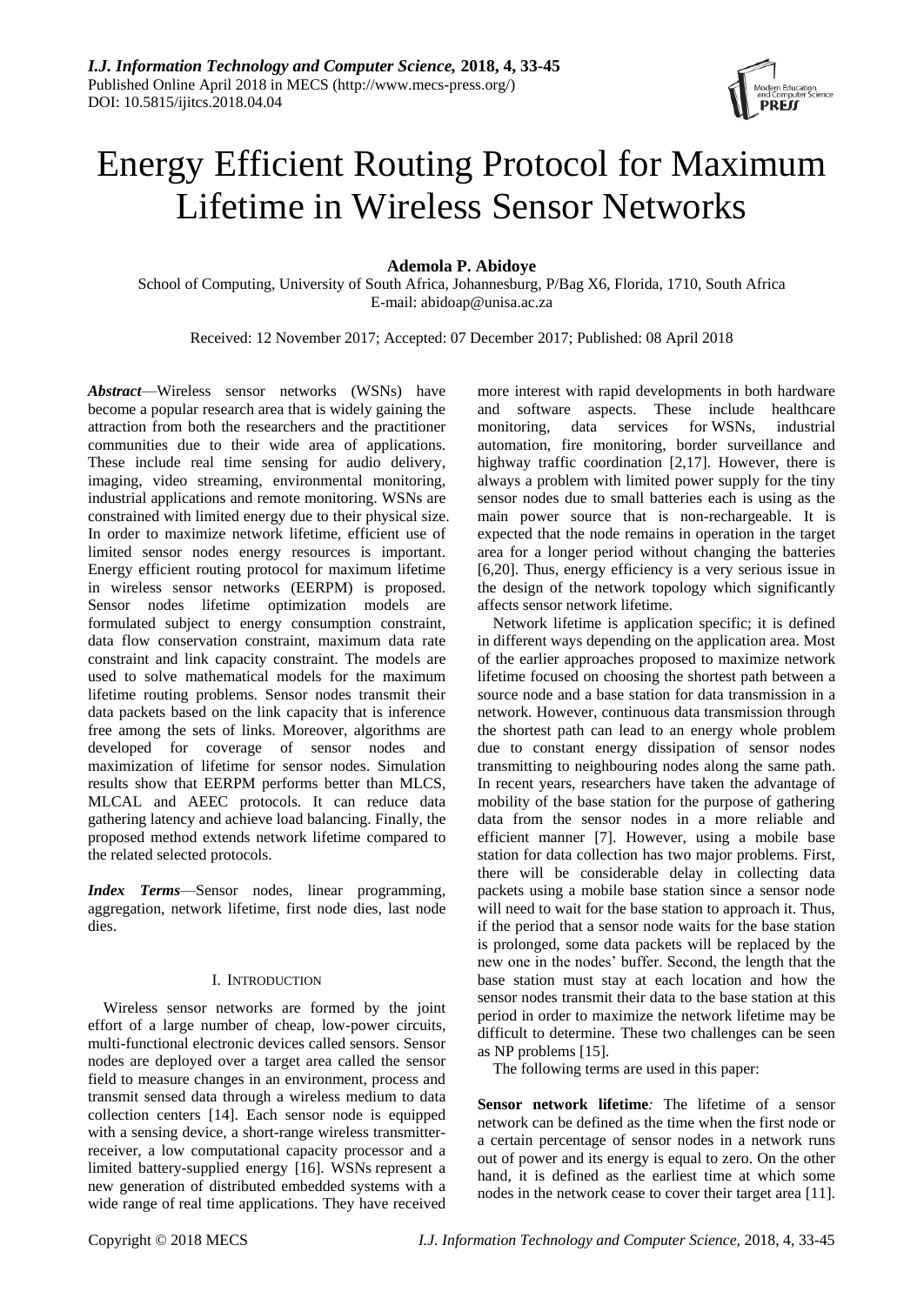*I.J. Information Technology and Computer Science,* **2018, 4, 33-45**
Published Online April 2018 in MECS (http://www.mecs-press.org/)
DOI: 10.5815/ijitcs.2018.04.04

# Energy Efficient Routing Protocol for Maximum Lifetime in Wireless Sensor Networks

**Ademola P. Abidoye**

School of Computing, University of South Africa, Johannesburg, P/Bag X6, Florida, 1710, South Africa
E-mail: abidoap@unisa.ac.za

Received: 12 November 2017; Accepted: 07 December 2017; Published: 08 April 2018

***Abstract***—Wireless sensor networks (WSNs) have become a popular research area that is widely gaining the attraction from both the researchers and the practitioner communities due to their wide area of applications. These include real time sensing for audio delivery, imaging, video streaming, environmental monitoring, industrial applications and remote monitoring. WSNs are constrained with limited energy due to their physical size. In order to maximize network lifetime, efficient use of limited sensor nodes energy resources is important. Energy efficient routing protocol for maximum lifetime in wireless sensor networks (EERPM) is proposed. Sensor nodes lifetime optimization models are formulated subject to energy consumption constraint, data flow conservation constraint, maximum data rate constraint and link capacity constraint. The models are used to solve mathematical models for the maximum lifetime routing problems. Sensor nodes transmit their data packets based on the link capacity that is inference free among the sets of links. Moreover, algorithms are developed for coverage of sensor nodes and maximization of lifetime for sensor nodes. Simulation results show that EERPM performs better than MLCS, MLCAL and AEEC protocols. It can reduce data gathering latency and achieve load balancing. Finally, the proposed method extends network lifetime compared to the related selected protocols.

***Index Terms***—Sensor nodes, linear programming, aggregation, network lifetime, first node dies, last node dies.

## I. Introduction

Wireless sensor networks are formed by the joint effort of a large number of cheap, low-power circuits, multi-functional electronic devices called sensors. Sensor nodes are deployed over a target area called the sensor field to measure changes in an environment, process and transmit sensed data through a wireless medium to data collection centers [14]. Each sensor node is equipped with a sensing device, a short-range wireless transmitter-receiver, a low computational capacity processor and a limited battery-supplied energy [16]. WSNs represent a new generation of distributed embedded systems with a wide range of real time applications. They have received more interest with rapid developments in both hardware and software aspects. These include healthcare monitoring, data services for WSNs, industrial automation, fire monitoring, border surveillance and highway traffic coordination [2,17]. However, there is always a problem with limited power supply for the tiny sensor nodes due to small batteries each is using as the main power source that is non-rechargeable. It is expected that the node remains in operation in the target area for a longer period without changing the batteries [6,20]. Thus, energy efficiency is a very serious issue in the design of the network topology which significantly affects sensor network lifetime.

Network lifetime is application specific; it is defined in different ways depending on the application area. Most of the earlier approaches proposed to maximize network lifetime focused on choosing the shortest path between a source node and a base station for data transmission in a network. However, continuous data transmission through the shortest path can lead to an energy whole problem due to constant energy dissipation of sensor nodes transmitting to neighbouring nodes along the same path. In recent years, researchers have taken the advantage of mobility of the base station for the purpose of gathering data from the sensor nodes in a more reliable and efficient manner [7]. However, using a mobile base station for data collection has two major problems. First, there will be considerable delay in collecting data packets using a mobile base station since a sensor node will need to wait for the base station to approach it. Thus, if the period that a sensor node waits for the base station is prolonged, some data packets will be replaced by the new one in the nodes' buffer. Second, the length that the base station must stay at each location and how the sensor nodes transmit their data to the base station at this period in order to maximize the network lifetime may be difficult to determine. These two challenges can be seen as NP problems [15].

The following terms are used in this paper:

**Sensor network lifetime***:* The lifetime of a sensor network can be defined as the time when the first node or a certain percentage of sensor nodes in a network runs out of power and its energy is equal to zero. On the other hand, it is defined as the earliest time at which some nodes in the network cease to cover their target area [11].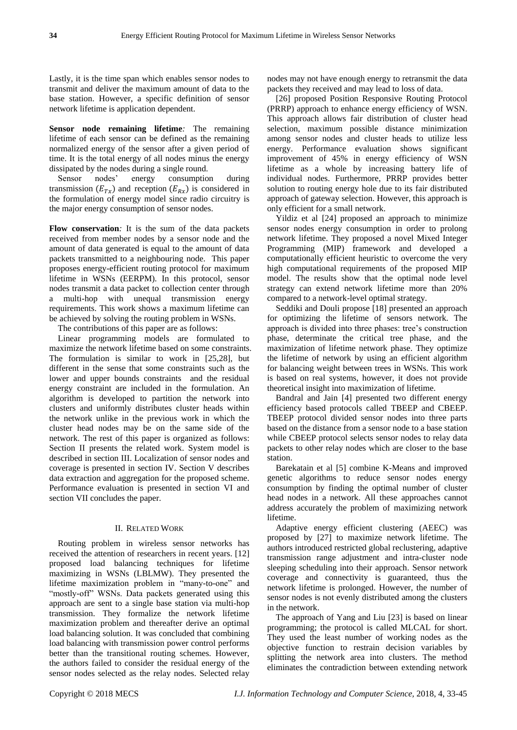Lastly, it is the time span which enables sensor nodes to transmit and deliver the maximum amount of data to the base station. However, a specific definition of sensor network lifetime is application dependent.

**Sensor node remaining lifetime***:* The remaining lifetime of each sensor can be defined as the remaining normalized energy of the sensor after a given period of time. It is the total energy of all nodes minus the energy dissipated by the nodes during a single round.

Sensor nodes' energy consumption during transmission ($E_{Tx}$) and reception ($E_{Rx}$) is considered in the formulation of energy model since radio circuitry is the major energy consumption of sensor nodes.

**Flow conservation***:* It is the sum of the data packets received from member nodes by a sensor node and the amount of data generated is equal to the amount of data packets transmitted to a neighbouring node. This paper proposes energy-efficient routing protocol for maximum lifetime in WSNs (EERPM). In this protocol, sensor nodes transmit a data packet to collection center through a multi-hop with unequal transmission energy requirements. This work shows a maximum lifetime can be achieved by solving the routing problem in WSNs.

The contributions of this paper are as follows:

Linear programming models are formulated to maximize the network lifetime based on some constraints. The formulation is similar to work in [25,28], but different in the sense that some constraints such as the lower and upper bounds constraints and the residual energy constraint are included in the formulation. An algorithm is developed to partition the network into clusters and uniformly distributes cluster heads within the network unlike in the previous work in which the cluster head nodes may be on the same side of the network. The rest of this paper is organized as follows: Section II presents the related work. System model is described in section III. Localization of sensor nodes and coverage is presented in section IV. Section V describes data extraction and aggregation for the proposed scheme. Performance evaluation is presented in section VI and section VII concludes the paper.

## II. Related Work

Routing problem in wireless sensor networks has received the attention of researchers in recent years. [12] proposed load balancing techniques for lifetime maximizing in WSNs (LBLMW). They presented the lifetime maximization problem in "many-to-one" and "mostly-off" WSNs. Data packets generated using this approach are sent to a single base station via multi-hop transmission. They formalize the network lifetime maximization problem and thereafter derive an optimal load balancing solution. It was concluded that combining load balancing with transmission power control performs better than the transitional routing schemes. However, the authors failed to consider the residual energy of the sensor nodes selected as the relay nodes. Selected relay nodes may not have enough energy to retransmit the data packets they received and may lead to loss of data.

[26] proposed Position Responsive Routing Protocol (PRRP) approach to enhance energy efficiency of WSN. This approach allows fair distribution of cluster head selection, maximum possible distance minimization among sensor nodes and cluster heads to utilize less energy. Performance evaluation shows significant improvement of 45% in energy efficiency of WSN lifetime as a whole by increasing battery life of individual nodes. Furthermore, PRRP provides better solution to routing energy hole due to its fair distributed approach of gateway selection. However, this approach is only efficient for a small network.

Yildiz et al [24] proposed an approach to minimize sensor nodes energy consumption in order to prolong network lifetime. They proposed a novel Mixed Integer Programming (MIP) framework and developed a computationally efficient heuristic to overcome the very high computational requirements of the proposed MIP model. The results show that the optimal node level strategy can extend network lifetime more than 20% compared to a network-level optimal strategy.

Seddiki and Douli propose [18] presented an approach for optimizing the lifetime of sensors network. The approach is divided into three phases: tree's construction phase, determinate the critical tree phase, and the maximization of lifetime network phase. They optimize the lifetime of network by using an efficient algorithm for balancing weight between trees in WSNs. This work is based on real systems, however, it does not provide theoretical insight into maximization of lifetime.

Bandral and Jain [4] presented two different energy efficiency based protocols called TBEEP and CBEEP. TBEEP protocol divided sensor nodes into three parts based on the distance from a sensor node to a base station while CBEEP protocol selects sensor nodes to relay data packets to other relay nodes which are closer to the base station.

Barekatain et al [5] combine K-Means and improved genetic algorithms to reduce sensor nodes energy consumption by finding the optimal number of cluster head nodes in a network. All these approaches cannot address accurately the problem of maximizing network lifetime.

Adaptive energy efficient clustering (AEEC) was proposed by [27] to maximize network lifetime. The authors introduced restricted global reclustering, adaptive transmission range adjustment and intra-cluster node sleeping scheduling into their approach. Sensor network coverage and connectivity is guaranteed, thus the network lifetime is prolonged. However, the number of sensor nodes is not evenly distributed among the clusters in the network.

The approach of Yang and Liu [23] is based on linear programming; the protocol is called MLCAL for short. They used the least number of working nodes as the objective function to restrain decision variables by splitting the network area into clusters. The method eliminates the contradiction between extending network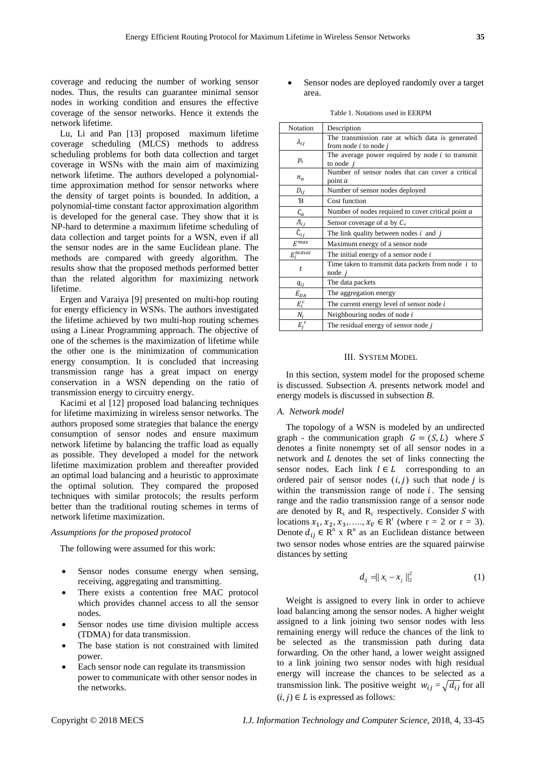coverage and reducing the number of working sensor nodes. Thus, the results can guarantee minimal sensor nodes in working condition and ensures the effective coverage of the sensor networks. Hence it extends the network lifetime.

Lu, Li and Pan [13] proposed maximum lifetime coverage scheduling (MLCS) methods to address scheduling problems for both data collection and target coverage in WSNs with the main aim of maximizing network lifetime. The authors developed a polynomial-time approximation method for sensor networks where the density of target points is bounded. In addition, a polynomial-time constant factor approximation algorithm is developed for the general case. They show that it is NP-hard to determine a maximum lifetime scheduling of data collection and target points for a WSN, even if all the sensor nodes are in the same Euclidean plane. The methods are compared with greedy algorithm. The results show that the proposed methods performed better than the related algorithm for maximizing network lifetime.

Ergen and Varaiya [9] presented on multi-hop routing for energy efficiency in WSNs. The authors investigated the lifetime achieved by two multi-hop routing schemes using a Linear Programming approach. The objective of one of the schemes is the maximization of lifetime while the other one is the minimization of communication energy consumption. It is concluded that increasing transmission range has a great impact on energy conservation in a WSN depending on the ratio of transmission energy to circuitry energy.

Kacimi et al [12] proposed load balancing techniques for lifetime maximizing in wireless sensor networks. The authors proposed some strategies that balance the energy consumption of sensor nodes and ensure maximum network lifetime by balancing the traffic load as equally as possible. They developed a model for the network lifetime maximization problem and thereafter provided an optimal load balancing and a heuristic to approximate the optimal solution. They compared the proposed techniques with similar protocols; the results perform better than the traditional routing schemes in terms of network lifetime maximization.

*Assumptions for the proposed protocol*

The following were assumed for this work:

- Sensor nodes consume energy when sensing, receiving, aggregating and transmitting.
- There exists a contention free MAC protocol which provides channel access to all the sensor nodes.
- Sensor nodes use time division multiple access (TDMA) for data transmission.
- The base station is not constrained with limited power.
- Each sensor node can regulate its transmission power to communicate with other sensor nodes in the networks.
- Sensor nodes are deployed randomly over a target area.

Table 1. Notations used in EERPM

| Notation | Description |
|---|---|
| $\lambda_{ij}$ | The transmission rate at which data is generated from node $i$ to node $j$ |
| $p_i$ | The average power required by node $i$ to transmit to node $j$ |
| $n_a$ | Number of sensor nodes that can cover a critical point $a$ |
| $D_{ij}$ | Number of sensor nodes deployed |
| Ɓ | Cost function |
| $C_a$ | Number of nodes required to cover critical point $a$ |
| $Л_{ij}$ | Sensor coverage of $a$ by $C_a$ |
| $\check{C}_{ij}$ | The link quality between nodes $i$ and $j$ |
| $E^{max}$ | Maximum energy of a sensor node |
| $E_i^{initial}$ | The initial energy of a sensor node $i$ |
| $t$ | Time taken to transmit data packets from node $i$ to node $j$ |
| $q_{ij}$ | The data packets |
| $E_{DA}$ | The aggregation energy |
| $E_i^c$ | The current energy level of sensor node $i$ |
| $N_i$ | Neighbouring nodes of node $i$ |
| $E_j^r$ | The residual energy of sensor node $j$ |

## III. System Model

In this section, system model for the proposed scheme is discussed. Subsection *A.* presents network model and energy models is discussed in subsection *B*.

### *A. Network model*

The topology of a WSN is modeled by an undirected graph - the communication graph $G = (S, L)$ where $S$ denotes a finite nonempty set of all sensor nodes in a network and $L$ denotes the set of links connecting the sensor nodes. Each link $l \in L$ corresponding to an ordered pair of sensor nodes $(i, j)$ such that node $j$ is within the transmission range of node $i$. The sensing range and the radio transmission range of a sensor node are denoted by $R_s$ and $R_c$ respectively. Consider $S$ with locations $x_1, x_2, x_3, \ldots, x_V \in R^r$ (where r = 2 or r = 3). Denote $d_{ij} \in R^n \times R^n$ as an Euclidean distance between two sensor nodes whose entries are the squared pairwise distances by setting

$$d_{ij} = \| x_i - x_j \|_2^2 \quad (1)$$

Weight is assigned to every link in order to achieve load balancing among the sensor nodes. A higher weight assigned to a link joining two sensor nodes with less remaining energy will reduce the chances of the link to be selected as the transmission path during data forwarding. On the other hand, a lower weight assigned to a link joining two sensor nodes with high residual energy will increase the chances to be selected as a transmission link. The positive weight $w_{ij} = \sqrt{d_{ij}}$ for all $(i, j) \in L$ is expressed as follows: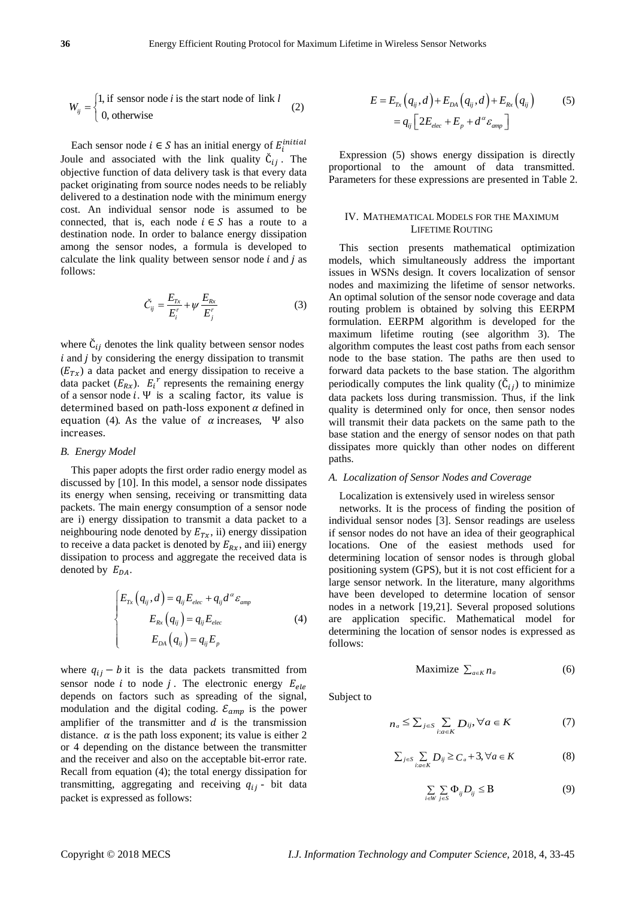$$W_{ij} = \begin{cases} 1, \text{if sensor node } i \text{ is the start node of link } l \\ 0, \text{otherwise} \end{cases} \quad (2)$$

Each sensor node $i \in S$ has an initial energy of $E_i^{initial}$ Joule and associated with the link quality $\check{C}_{ij}$. The objective function of data delivery task is that every data packet originating from source nodes needs to be reliably delivered to a destination node with the minimum energy cost. An individual sensor node is assumed to be connected, that is, each node $i \in S$ has a route to a destination node. In order to balance energy dissipation among the sensor nodes, a formula is developed to calculate the link quality between sensor node $i$ and $j$ as follows:

$$\check{C}_{ij} = \frac{E_{Tx}}{E_i^r} + \psi \frac{E_{Rx}}{E_j^r} \quad (3)$$

where $\check{C}_{ij}$ denotes the link quality between sensor nodes $i$ and $j$ by considering the energy dissipation to transmit ($E_{Tx}$) a data packet and energy dissipation to receive a data packet ($E_{Rx}$). $E_i{}^r$ represents the remaining energy of a sensor node $i$. $\Psi$ is a scaling factor, its value is determined based on path-loss exponent $\alpha$ defined in equation (4). As the value of $\alpha$ increases, $\Psi$ also increases.

### B. Energy Model

This paper adopts the first order radio energy model as discussed by [10]. In this model, a sensor node dissipates its energy when sensing, receiving or transmitting data packets. The main energy consumption of a sensor node are i) energy dissipation to transmit a data packet to a neighbouring node denoted by $E_{Tx}$, ii) energy dissipation to receive a data packet is denoted by $E_{Rx}$, and iii) energy dissipation to process and aggregate the received data is denoted by $E_{DA}$.

$$\begin{cases} E_{Tx}\left(q_{ij}, d\right) = q_{ij} E_{elec} + q_{ij} d^{\alpha} \varepsilon_{amp} \\ E_{Rx}\left(q_{ij}\right) = q_{ij} E_{elec} \\ E_{DA}\left(q_{ij}\right) = q_{ij} E_p \end{cases} \quad (4)$$

where $q_{ij} - b$ it is the data packets transmitted from sensor node $i$ to node $j$. The electronic energy $E_{ele}$ depends on factors such as spreading of the signal, modulation and the digital coding. $\mathcal{E}_{amp}$ is the power amplifier of the transmitter and $d$ is the transmission distance. $\alpha$ is the path loss exponent; its value is either 2 or 4 depending on the distance between the transmitter and the receiver and also on the acceptable bit-error rate. Recall from equation (4); the total energy dissipation for transmitting, aggregating and receiving $q_{ij}$ - bit data packet is expressed as follows:

$$\begin{aligned} E &= E_{Tx}\left(q_{ij}, d\right) + E_{DA}\left(q_{ij}, d\right) + E_{Rx}\left(q_{ij}\right) \\ &= q_{ij}\left[2E_{elec} + E_p + d^{\alpha} \varepsilon_{amp}\right] \end{aligned} \quad (5)$$

Expression (5) shows energy dissipation is directly proportional to the amount of data transmitted. Parameters for these expressions are presented in Table 2.

## IV. Mathematical Models for the Maximum Lifetime Routing

This section presents mathematical optimization models, which simultaneously address the important issues in WSNs design. It covers localization of sensor nodes and maximizing the lifetime of sensor networks. An optimal solution of the sensor node coverage and data routing problem is obtained by solving this EERPM formulation. EERPM algorithm is developed for the maximum lifetime routing (see algorithm 3). The algorithm computes the least cost paths from each sensor node to the base station. The paths are then used to forward data packets to the base station. The algorithm periodically computes the link quality ($\check{C}_{ij}$) to minimize data packets loss during transmission. Thus, if the link quality is determined only for once, then sensor nodes will transmit their data packets on the same path to the base station and the energy of sensor nodes on that path dissipates more quickly than other nodes on different paths.

### A. Localization of Sensor Nodes and Coverage

Localization is extensively used in wireless sensor networks. It is the process of finding the position of individual sensor nodes [3]. Sensor readings are useless if sensor nodes do not have an idea of their geographical locations. One of the easiest methods used for determining location of sensor nodes is through global positioning system (GPS), but it is not cost efficient for a large sensor network. In the literature, many algorithms have been developed to determine location of sensor nodes in a network [19,21]. Several proposed solutions are application specific. Mathematical model for determining the location of sensor nodes is expressed as follows:

$$\text{Maximize } \sum_{a \in K} n_a \quad (6)$$

Subject to

$$n_a \leq \sum_{j \in S} \sum_{i: a \in K} D_{ij}, \forall a \in K \quad (7)$$

$$\sum_{j \in S} \sum_{i: a \in K} D_{ij} \geq C_a + 3, \forall a \in K \quad (8)$$

$$\sum_{i \in W} \sum_{j \in S} \Phi_{ij} D_{ij} \leq \mathrm{B} \quad (9)$$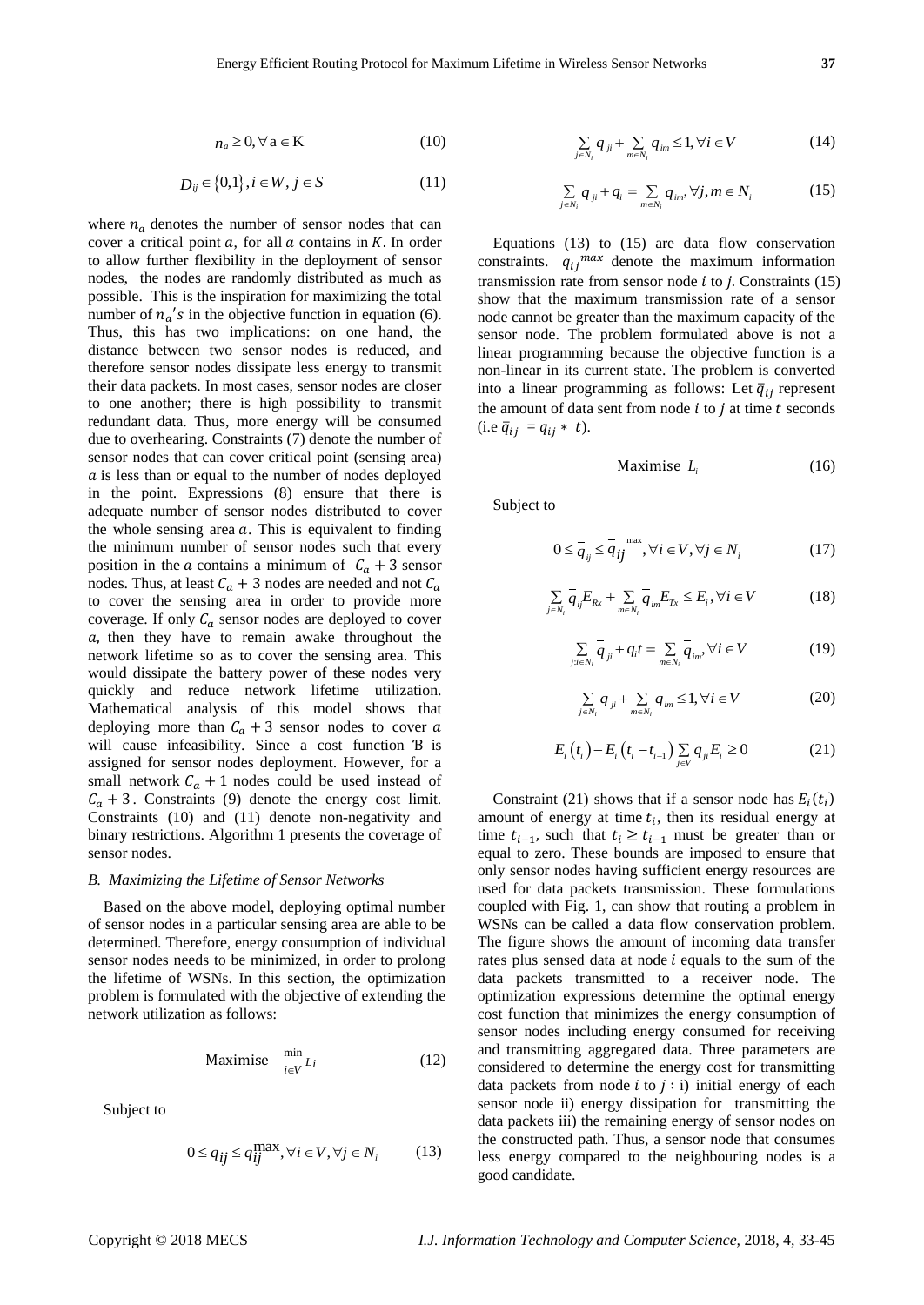$$n_a \geq 0, \forall a \in K \tag{10}$$

$$D_{ij} \in \{0,1\}, i \in W, j \in S \tag{11}$$

where $n_a$ denotes the number of sensor nodes that can cover a critical point $a$, for all $a$ contains in $K$. In order to allow further flexibility in the deployment of sensor nodes, the nodes are randomly distributed as much as possible. This is the inspiration for maximizing the total number of $n_a's$ in the objective function in equation (6). Thus, this has two implications: on one hand, the distance between two sensor nodes is reduced, and therefore sensor nodes dissipate less energy to transmit their data packets. In most cases, sensor nodes are closer to one another; there is high possibility to transmit redundant data. Thus, more energy will be consumed due to overhearing. Constraints (7) denote the number of sensor nodes that can cover critical point (sensing area) $a$ is less than or equal to the number of nodes deployed in the point. Expressions (8) ensure that there is adequate number of sensor nodes distributed to cover the whole sensing area $a$. This is equivalent to finding the minimum number of sensor nodes such that every position in the $a$ contains a minimum of $C_a + 3$ sensor nodes. Thus, at least $C_a + 3$ nodes are needed and not $C_a$ to cover the sensing area in order to provide more coverage. If only $C_a$ sensor nodes are deployed to cover $a$, then they have to remain awake throughout the network lifetime so as to cover the sensing area. This would dissipate the battery power of these nodes very quickly and reduce network lifetime utilization. Mathematical analysis of this model shows that deploying more than $C_a + 3$ sensor nodes to cover $a$ will cause infeasibility. Since a cost function Ɓ is assigned for sensor nodes deployment. However, for a small network $C_a + 1$ nodes could be used instead of $C_a + 3$. Constraints (9) denote the energy cost limit. Constraints (10) and (11) denote non-negativity and binary restrictions. Algorithm 1 presents the coverage of sensor nodes.

### *B. Maximizing the Lifetime of Sensor Networks*

Based on the above model, deploying optimal number of sensor nodes in a particular sensing area are able to be determined. Therefore, energy consumption of individual sensor nodes needs to be minimized, in order to prolong the lifetime of WSNs. In this section, the optimization problem is formulated with the objective of extending the network utilization as follows:

$$\text{Maximise} \quad \min_{i \in V} L_i \tag{12}$$

Subject to

$$0 \leq q_{ij} \leq q_{ij}^{\max}, \forall i \in V, \forall j \in N_i \tag{13}$$

$$\sum_{j \in N_i} q_{ji} + \sum_{m \in N_i} q_{im} \leq 1, \forall i \in V \tag{14}$$

$$\sum_{j \in N_i} q_{ji} + q_i = \sum_{m \in N_i} q_{im}, \forall j, m \in N_i \tag{15}$$

Equations (13) to (15) are data flow conservation constraints. $q_{ij}^{max}$ denote the maximum information transmission rate from sensor node $i$ to $j$. Constraints (15) show that the maximum transmission rate of a sensor node cannot be greater than the maximum capacity of the sensor node. The problem formulated above is not a linear programming because the objective function is a non-linear in its current state. The problem is converted into a linear programming as follows: Let $\bar{q}_{ij}$ represent the amount of data sent from node $i$ to $j$ at time $t$ seconds (i.e $\bar{q}_{ij} = q_{ij} * t$).

$$\text{Maximise} \quad L_i \tag{16}$$

Subject to

$$0 \leq \bar{q}_{ij} \leq \bar{q}_{ij}^{\max}, \forall i \in V, \forall j \in N_i \tag{17}$$

$$\sum_{j \in N_i} \bar{q}_{ij} E_{Rx} + \sum_{m \in N_i} \bar{q}_{im} E_{Tx} \leq E_i, \forall i \in V \tag{18}$$

$$\sum_{j: i \in N_i} \bar{q}_{ji} + q_i t = \sum_{m \in N_i} \bar{q}_{im}, \forall i \in V \tag{19}$$

$$\sum_{j \in N_i} q_{ji} + \sum_{m \in N_i} q_{im} \leq 1, \forall i \in V \tag{20}$$

$$E_i(t_i) - E_i(t_i - t_{i-1}) \sum_{j \in V} q_{ji} E_i \geq 0 \tag{21}$$

Constraint (21) shows that if a sensor node has $E_i(t_i)$ amount of energy at time $t_i$, then its residual energy at time $t_{i-1}$, such that $t_i \geq t_{i-1}$ must be greater than or equal to zero. These bounds are imposed to ensure that only sensor nodes having sufficient energy resources are used for data packets transmission. These formulations coupled with Fig. 1, can show that routing a problem in WSNs can be called a data flow conservation problem. The figure shows the amount of incoming data transfer rates plus sensed data at node $i$ equals to the sum of the data packets transmitted to a receiver node. The optimization expressions determine the optimal energy cost function that minimizes the energy consumption of sensor nodes including energy consumed for receiving and transmitting aggregated data. Three parameters are considered to determine the energy cost for transmitting data packets from node $i$ to $j$ : i) initial energy of each sensor node ii) energy dissipation for transmitting the data packets iii) the remaining energy of sensor nodes on the constructed path. Thus, a sensor node that consumes less energy compared to the neighbouring nodes is a good candidate.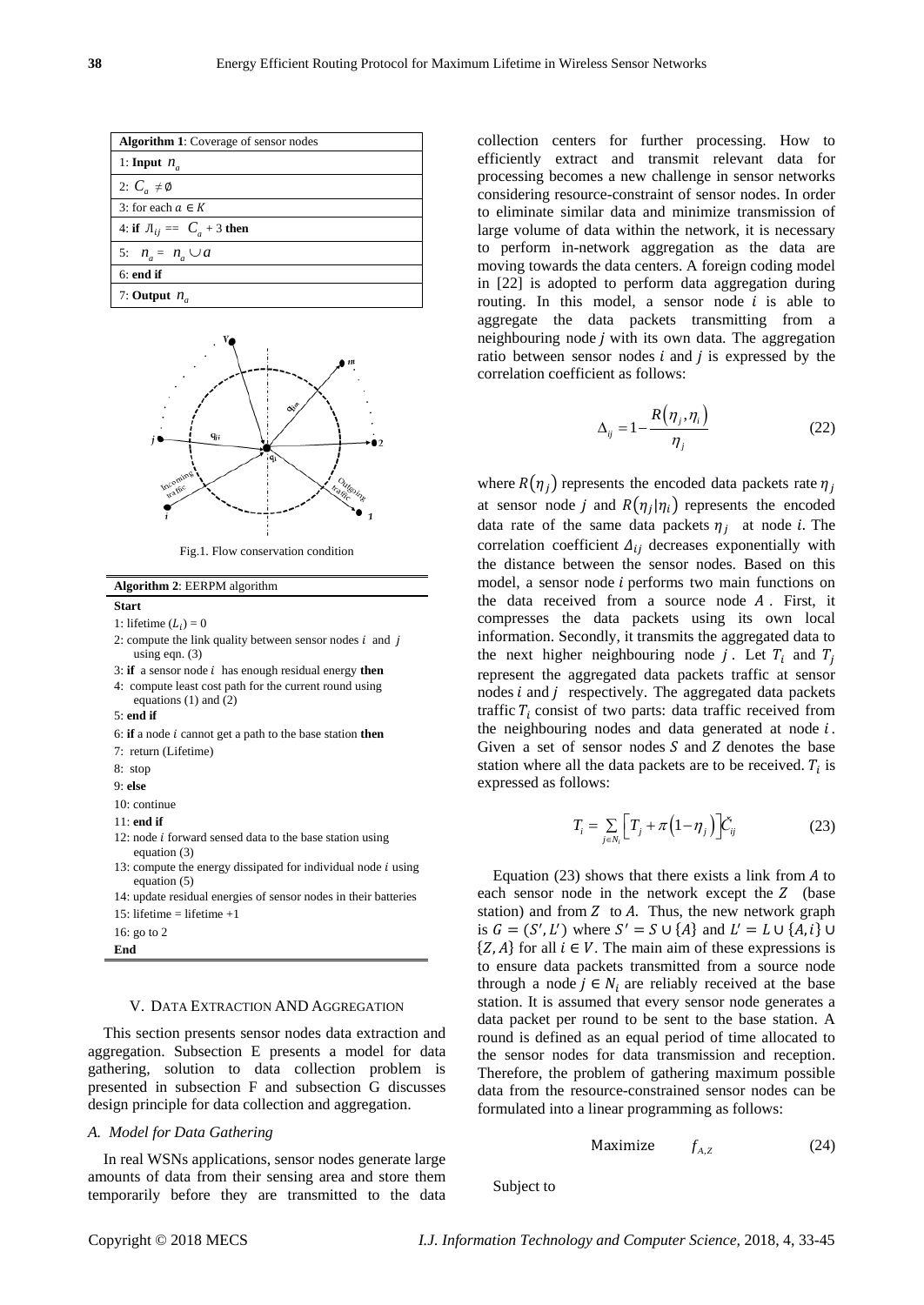**Algorithm 1**: Coverage of sensor nodes

1: **Input** $n_a$
2: $C_a \neq \emptyset$
3: for each $a \in K$
4: **if** $Л_{ij}$ == $C_a + 3$ **then**
5: $n_a = n_a \cup a$
6: **end if**
7: **Output** $n_a$

Fig.1. Flow conservation condition

**Algorithm 2**: EERPM algorithm

**Start**

1: lifetime ($L_i$) = 0
2: compute the link quality between sensor nodes $i$ and $j$ using eqn. (3)
3: **if** a sensor node $i$ has enough residual energy **then**
4: compute least cost path for the current round using equations (1) and (2)
5: **end if**
6: **if** a node $i$ cannot get a path to the base station **then**
7: return (Lifetime)
8: stop
9: **else**
10: continue
11: **end if**
12: node $i$ forward sensed data to the base station using equation (3)
13: compute the energy dissipated for individual node $i$ using equation (5)
14: update residual energies of sensor nodes in their batteries
15: lifetime = lifetime +1
16: go to 2

**End**

## V. Data Extraction and Aggregation

This section presents sensor nodes data extraction and aggregation. Subsection E presents a model for data gathering, solution to data collection problem is presented in subsection F and subsection G discusses design principle for data collection and aggregation.

### A. Model for Data Gathering

In real WSNs applications, sensor nodes generate large amounts of data from their sensing area and store them temporarily before they are transmitted to the data collection centers for further processing. How to efficiently extract and transmit relevant data for processing becomes a new challenge in sensor networks considering resource-constraint of sensor nodes. In order to eliminate similar data and minimize transmission of large volume of data within the network, it is necessary to perform in-network aggregation as the data are moving towards the data centers. A foreign coding model in [22] is adopted to perform data aggregation during routing. In this model, a sensor node $i$ is able to aggregate the data packets transmitting from a neighbouring node $j$ with its own data. The aggregation ratio between sensor nodes $i$ and $j$ is expressed by the correlation coefficient as follows:

$$\Delta_{ij} = 1 - \frac{R(\eta_j, \eta_i)}{\eta_j} \tag{22}$$

where $R(\eta_j)$ represents the encoded data packets rate $\eta_j$ at sensor node $j$ and $R(\eta_j|\eta_i)$ represents the encoded data rate of the same data packets $\eta_j$ at node $i$. The correlation coefficient $\Delta_{ij}$ decreases exponentially with the distance between the sensor nodes. Based on this model, a sensor node $i$ performs two main functions on the data received from a source node $A$. First, it compresses the data packets using its own local information. Secondly, it transmits the aggregated data to the next higher neighbouring node $j$. Let $T_i$ and $T_j$ represent the aggregated data packets traffic at sensor nodes $i$ and $j$ respectively. The aggregated data packets traffic $T_i$ consist of two parts: data traffic received from the neighbouring nodes and data generated at node $i$. Given a set of sensor nodes $S$ and $Z$ denotes the base station where all the data packets are to be received. $T_i$ is expressed as follows:

$$T_i = \sum_{j \in N_i} \left[ T_j + \pi\left(1 - \eta_j\right) \right] \hat{C}_{ij} \tag{23}$$

Equation (23) shows that there exists a link from $A$ to each sensor node in the network except the $Z$ (base station) and from $Z$ to $A$. Thus, the new network graph is $G = (S', L')$ where $S' = S \cup \{A\}$ and $L' = L \cup \{A, i\} \cup \{Z, A\}$ for all $i \in V$. The main aim of these expressions is to ensure data packets transmitted from a source node through a node $j \in N_i$ are reliably received at the base station. It is assumed that every sensor node generates a data packet per round to be sent to the base station. A round is defined as an equal period of time allocated to the sensor nodes for data transmission and reception. Therefore, the problem of gathering maximum possible data from the resource-constrained sensor nodes can be formulated into a linear programming as follows:

$$\text{Maximize} \qquad f_{A,Z} \tag{24}$$

Subject to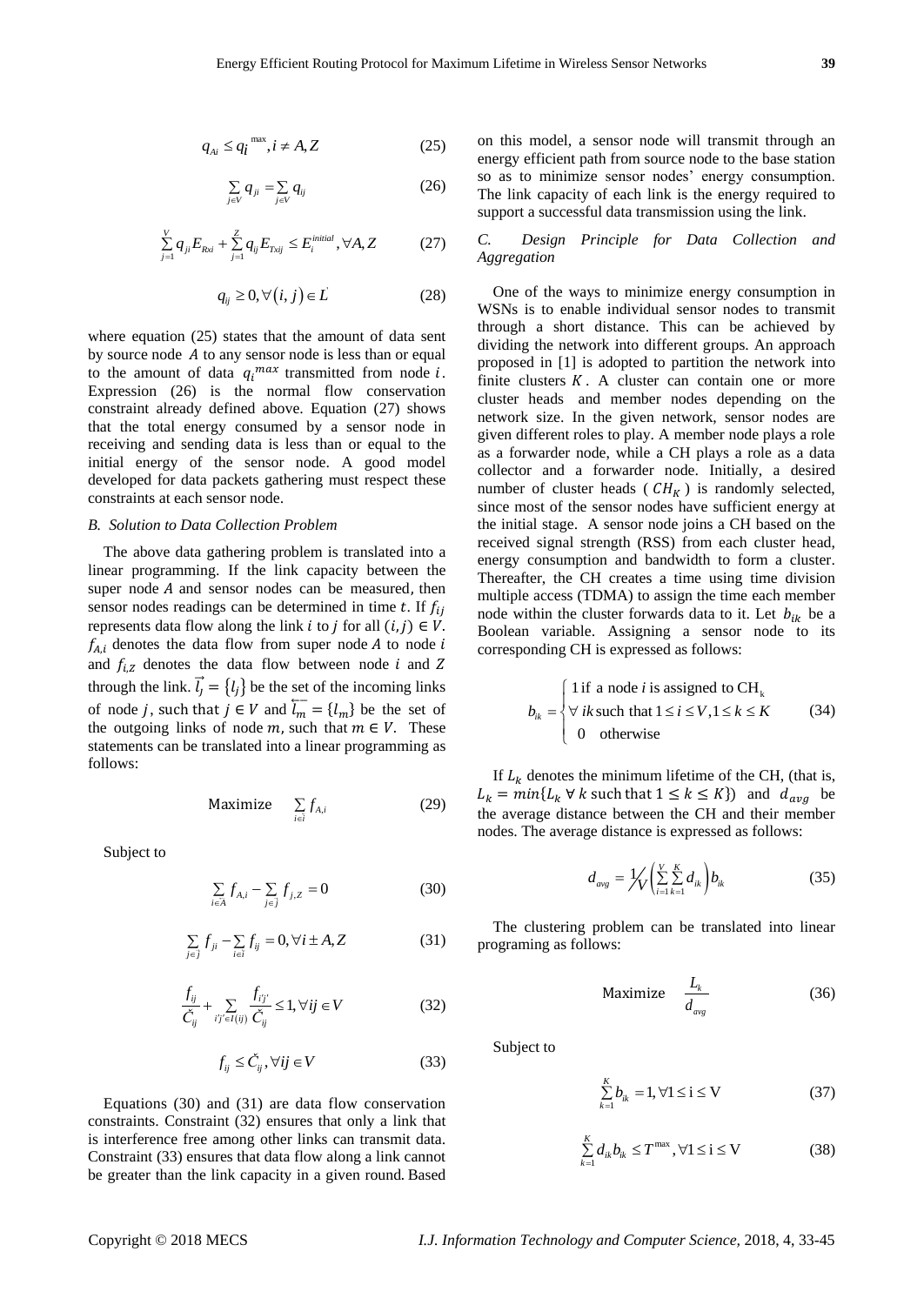$$q_{Ai} \leq q_i^{\max}, i \neq A, Z \tag{25}$$

$$\sum_{j \in V} q_{ji} = \sum_{j \in V} q_{ij} \tag{26}$$

$$\sum_{j=1}^{V} q_{ji} E_{Rxi} + \sum_{j=1}^{Z} q_{ij} E_{Txij} \leq E_i^{initial}, \forall A, Z \tag{27}$$

$$q_{ij} \geq 0, \forall (i, j) \in L^{'} \tag{28}$$

where equation (25) states that the amount of data sent by source node $A$ to any sensor node is less than or equal to the amount of data $q_i^{max}$ transmitted from node $i$. Expression (26) is the normal flow conservation constraint already defined above. Equation (27) shows that the total energy consumed by a sensor node in receiving and sending data is less than or equal to the initial energy of the sensor node. A good model developed for data packets gathering must respect these constraints at each sensor node.

## B. Solution to Data Collection Problem

The above data gathering problem is translated into a linear programming. If the link capacity between the super node $A$ and sensor nodes can be measured, then sensor nodes readings can be determined in time $t$. If $f_{ij}$ represents data flow along the link $i$ to $j$ for all $(i, j) \in V$. $f_{A,i}$ denotes the data flow from super node $A$ to node $i$ and $f_{i,Z}$ denotes the data flow between node $i$ and $Z$ through the link. $\vec{l_j} = \{l_j\}$ be the set of the incoming links of node $j$, such that $j \in V$ and $\overleftarrow{l_m} = \{l_m\}$ be the set of the outgoing links of node $m$, such that $m \in V$. These statements can be translated into a linear programming as follows:

$$\text{Maximize} \quad \sum_{i \in \hat{i}} f_{A,i} \tag{29}$$

Subject to

$$\sum_{i \in A} f_{A,i} - \sum_{j \in \hat{j}} f_{j,Z} = 0 \tag{30}$$

$$\sum_{j \in \hat{j}} f_{ji} - \sum_{i \in \hat{i}} f_{ij} = 0, \forall i \pm A, Z \tag{31}$$

$$\frac{f_{ij}}{\check{C}_{ij}} + \sum_{i'j' \in I(ij)} \frac{f_{i'j'}}{\check{C}_{ij}} \leq 1, \forall ij \in V \tag{32}$$

$$f_{ij} \leq \check{C}_{ij}, \forall ij \in V \tag{33}$$

Equations (30) and (31) are data flow conservation constraints. Constraint (32) ensures that only a link that is interference free among other links can transmit data. Constraint (33) ensures that data flow along a link cannot be greater than the link capacity in a given round. Based on this model, a sensor node will transmit through an energy efficient path from source node to the base station so as to minimize sensor nodes' energy consumption. The link capacity of each link is the energy required to support a successful data transmission using the link.

## C. Design Principle for Data Collection and Aggregation

One of the ways to minimize energy consumption in WSNs is to enable individual sensor nodes to transmit through a short distance. This can be achieved by dividing the network into different groups. An approach proposed in [1] is adopted to partition the network into finite clusters $K$. A cluster can contain one or more cluster heads and member nodes depending on the network size. In the given network, sensor nodes are given different roles to play. A member node plays a role as a forwarder node, while a CH plays a role as a data collector and a forwarder node. Initially, a desired number of cluster heads ($CH_K$) is randomly selected, since most of the sensor nodes have sufficient energy at the initial stage. A sensor node joins a CH based on the received signal strength (RSS) from each cluster head, energy consumption and bandwidth to form a cluster. Thereafter, the CH creates a time using time division multiple access (TDMA) to assign the time each member node within the cluster forwards data to it. Let $b_{ik}$ be a Boolean variable. Assigning a sensor node to its corresponding CH is expressed as follows:

$$b_{ik} = \begin{cases} 1 \text{ if a node } i \text{ is assigned to } \mathrm{CH_k} \\ \forall\ ik \text{ such that } 1 \leq i \leq V, 1 \leq k \leq K \\ 0 \quad \text{otherwise} \end{cases} \tag{34}$$

If $L_k$ denotes the minimum lifetime of the CH, (that is, $L_k = min\{L_k \ \forall\ k \text{ such that } 1 \leq k \leq K\}$) and $d_{avg}$ be the average distance between the CH and their member nodes. The average distance is expressed as follows:

$$d_{avg} = \frac{1}{V}\left(\sum_{i=1}^{V}\sum_{k=1}^{K} d_{ik}\right) b_{ik} \tag{35}$$

The clustering problem can be translated into linear programing as follows:

$$\text{Maximize} \quad \frac{L_k}{d_{avg}} \tag{36}$$

Subject to

$$\sum_{k=1}^{K} b_{ik} = 1, \forall 1 \leq \mathrm{i} \leq \mathrm{V} \tag{37}$$

$$\sum_{k=1}^{K} d_{ik} b_{ik} \leq T^{\max}, \forall 1 \leq \mathrm{i} \leq \mathrm{V} \tag{38}$$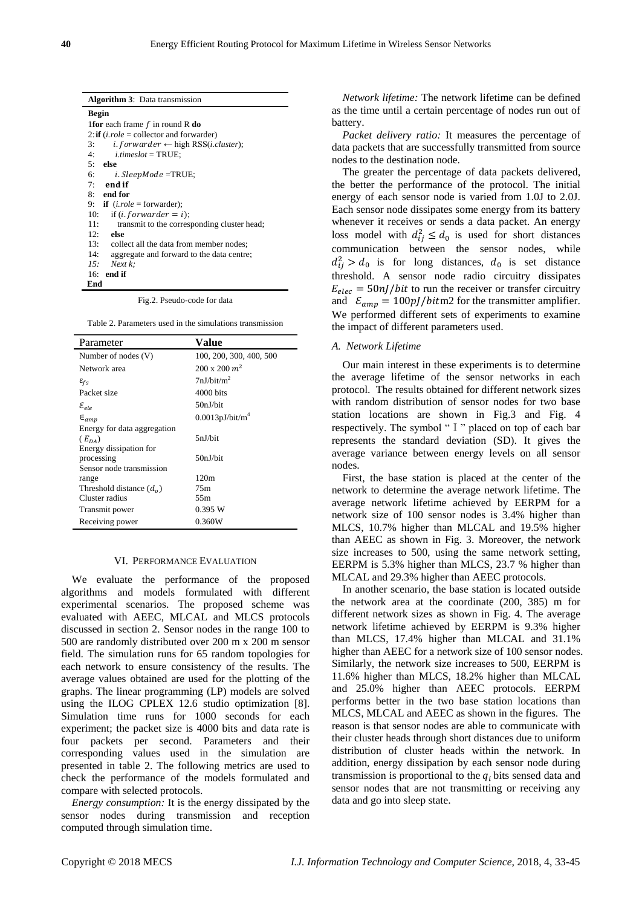**Algorithm 3**: Data transmission

```
Begin
1 for each frame f in round R do
2: if (i.role = collector and forwarder)
3:     i.forwarder ← high RSS(i.cluster);
4:     i.timeslot = TRUE;
5:  else
6:     i.SleepMode =TRUE;
7:  end if
8:  end for
9:  if (i.role = forwarder);
10:    if (i.forwarder = i);
11:      transmit to the corresponding cluster head;
12:   else
13:   collect all the data from member nodes;
14:   aggregate and forward to the data centre;
15:   Next k;
16:  end if
End
```

Fig.2. Pseudo-code for data

Table 2. Parameters used in the simulations transmission

| Parameter | Value |
|---|---|
| Number of nodes (V) | 100, 200, 300, 400, 500 |
| Network area | 200 x 200 $m^2$ |
| $\varepsilon_{fs}$ | 7nJ/bit/m[2] |
| Packet size | 4000 bits |
| $\mathcal{E}_{ele}$ | 50nJ/bit |
| $\epsilon_{amp}$ | 0.0013pJ/bit/m[4] |
| Energy for data aggregation ($E_{DA}$) | 5nJ/bit |
| Energy dissipation for processing | 50nJ/bit |
| Sensor node transmission range | 120m |
| Threshold distance ($d_o$) | 75m |
| Cluster radius | 55m |
| Transmit power | 0.395 W |
| Receiving power | 0.360W |

## VI. Performance Evaluation

We evaluate the performance of the proposed algorithms and models formulated with different experimental scenarios. The proposed scheme was evaluated with AEEC, MLCAL and MLCS protocols discussed in section 2. Sensor nodes in the range 100 to 500 are randomly distributed over 200 m x 200 m sensor field. The simulation runs for 65 random topologies for each network to ensure consistency of the results. The average values obtained are used for the plotting of the graphs. The linear programming (LP) models are solved using the ILOG CPLEX 12.6 studio optimization [8]. Simulation time runs for 1000 seconds for each experiment; the packet size is 4000 bits and data rate is four packets per second. Parameters and their corresponding values used in the simulation are presented in table 2. The following metrics are used to check the performance of the models formulated and compare with selected protocols.

*Energy consumption:* It is the energy dissipated by the sensor nodes during transmission and reception computed through simulation time.

*Network lifetime:* The network lifetime can be defined as the time until a certain percentage of nodes run out of battery.

*Packet delivery ratio:* It measures the percentage of data packets that are successfully transmitted from source nodes to the destination node.

The greater the percentage of data packets delivered, the better the performance of the protocol. The initial energy of each sensor node is varied from 1.0J to 2.0J. Each sensor node dissipates some energy from its battery whenever it receives or sends a data packet. An energy loss model with $d_{ij}^2 \leq d_0$ is used for short distances communication between the sensor nodes, while $d_{ij}^2 > d_0$ is for long distances, $d_0$ is set distance threshold. A sensor node radio circuitry dissipates $E_{elec} = 50nJ/bit$ to run the receiver or transfer circuitry and $\mathcal{E}_{amp} = 100pJ/bit$m2 for the transmitter amplifier. We performed different sets of experiments to examine the impact of different parameters used.

### A. Network Lifetime

Our main interest in these experiments is to determine the average lifetime of the sensor networks in each protocol. The results obtained for different network sizes with random distribution of sensor nodes for two base station locations are shown in Fig.3 and Fig. 4 respectively. The symbol " I " placed on top of each bar represents the standard deviation (SD). It gives the average variance between energy levels on all sensor nodes.

First, the base station is placed at the center of the network to determine the average network lifetime. The average network lifetime achieved by EERPM for a network size of 100 sensor nodes is 3.4% higher than MLCS, 10.7% higher than MLCAL and 19.5% higher than AEEC as shown in Fig. 3. Moreover, the network size increases to 500, using the same network setting, EERPM is 5.3% higher than MLCS, 23.7 % higher than MLCAL and 29.3% higher than AEEC protocols.

In another scenario, the base station is located outside the network area at the coordinate (200, 385) m for different network sizes as shown in Fig. 4. The average network lifetime achieved by EERPM is 9.3% higher than MLCS, 17.4% higher than MLCAL and 31.1% higher than AEEC for a network size of 100 sensor nodes. Similarly, the network size increases to 500, EERPM is 11.6% higher than MLCS, 18.2% higher than MLCAL and 25.0% higher than AEEC protocols. EERPM performs better in the two base station locations than MLCS, MLCAL and AEEC as shown in the figures. The reason is that sensor nodes are able to communicate with their cluster heads through short distances due to uniform distribution of cluster heads within the network. In addition, energy dissipation by each sensor node during transmission is proportional to the $q_i$ bits sensed data and sensor nodes that are not transmitting or receiving any data and go into sleep state.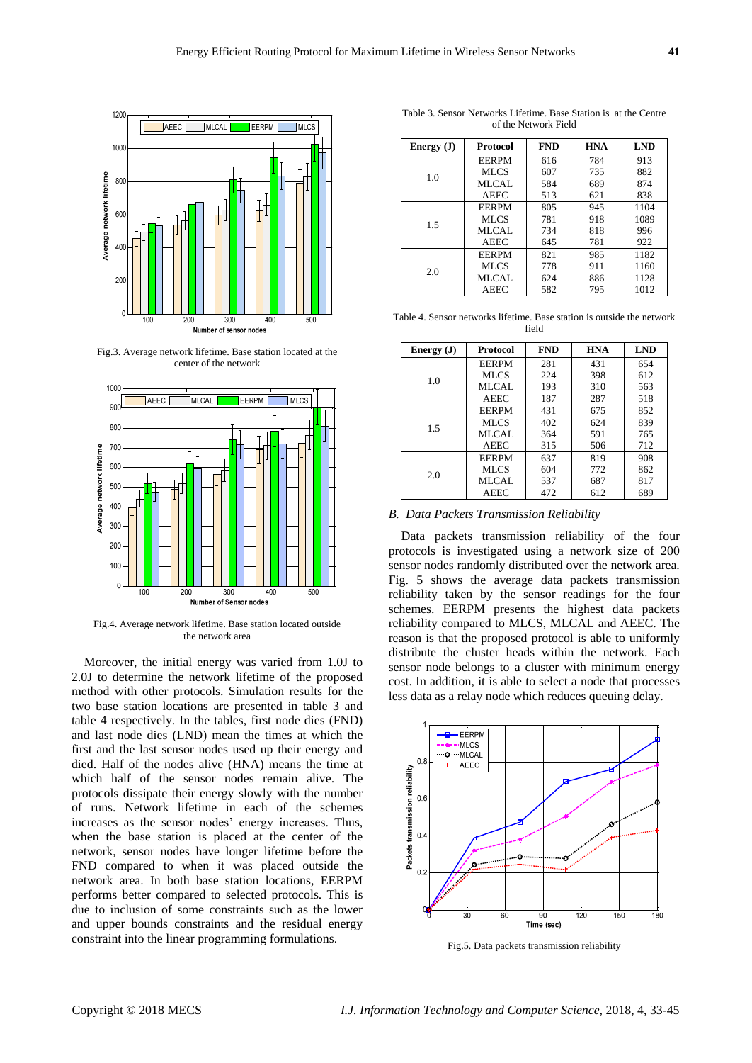Fig.3. Average network lifetime. Base station located at the center of the network

Fig.4. Average network lifetime. Base station located outside the network area

Moreover, the initial energy was varied from 1.0J to 2.0J to determine the network lifetime of the proposed method with other protocols. Simulation results for the two base station locations are presented in table 3 and table 4 respectively. In the tables, first node dies (FND) and last node dies (LND) mean the times at which the first and the last sensor nodes used up their energy and died. Half of the nodes alive (HNA) means the time at which half of the sensor nodes remain alive. The protocols dissipate their energy slowly with the number of runs. Network lifetime in each of the schemes increases as the sensor nodes' energy increases. Thus, when the base station is placed at the center of the network, sensor nodes have longer lifetime before the FND compared to when it was placed outside the network area. In both base station locations, EERPM performs better compared to selected protocols. This is due to inclusion of some constraints such as the lower and upper bounds constraints and the residual energy constraint into the linear programming formulations.

Table 3. Sensor Networks Lifetime. Base Station is at the Centre of the Network Field

| Energy (J) | Protocol | FND | HNA | LND |
|---|---|---|---|---|
| 1.0 | EERPM | 616 | 784 | 913 |
| | MLCS | 607 | 735 | 882 |
| | MLCAL | 584 | 689 | 874 |
| | AEEC | 513 | 621 | 838 |
| 1.5 | EERPM | 805 | 945 | 1104 |
| | MLCS | 781 | 918 | 1089 |
| | MLCAL | 734 | 818 | 996 |
| | AEEC | 645 | 781 | 922 |
| 2.0 | EERPM | 821 | 985 | 1182 |
| | MLCS | 778 | 911 | 1160 |
| | MLCAL | 624 | 886 | 1128 |
| | AEEC | 582 | 795 | 1012 |

Table 4. Sensor networks lifetime. Base station is outside the network field

| Energy (J) | Protocol | FND | HNA | LND |
|---|---|---|---|---|
| 1.0 | EERPM | 281 | 431 | 654 |
| | MLCS | 224 | 398 | 612 |
| | MLCAL | 193 | 310 | 563 |
| | AEEC | 187 | 287 | 518 |
| 1.5 | EERPM | 431 | 675 | 852 |
| | MLCS | 402 | 624 | 839 |
| | MLCAL | 364 | 591 | 765 |
| | AEEC | 315 | 506 | 712 |
| 2.0 | EERPM | 637 | 819 | 908 |
| | MLCS | 604 | 772 | 862 |
| | MLCAL | 537 | 687 | 817 |
| | AEEC | 472 | 612 | 689 |

### *B. Data Packets Transmission Reliability*

Data packets transmission reliability of the four protocols is investigated using a network size of 200 sensor nodes randomly distributed over the network area. Fig. 5 shows the average data packets transmission reliability taken by the sensor readings for the four schemes. EERPM presents the highest data packets reliability compared to MLCS, MLCAL and AEEC. The reason is that the proposed protocol is able to uniformly distribute the cluster heads within the network. Each sensor node belongs to a cluster with minimum energy cost. In addition, it is able to select a node that processes less data as a relay node which reduces queuing delay.

Fig.5. Data packets transmission reliability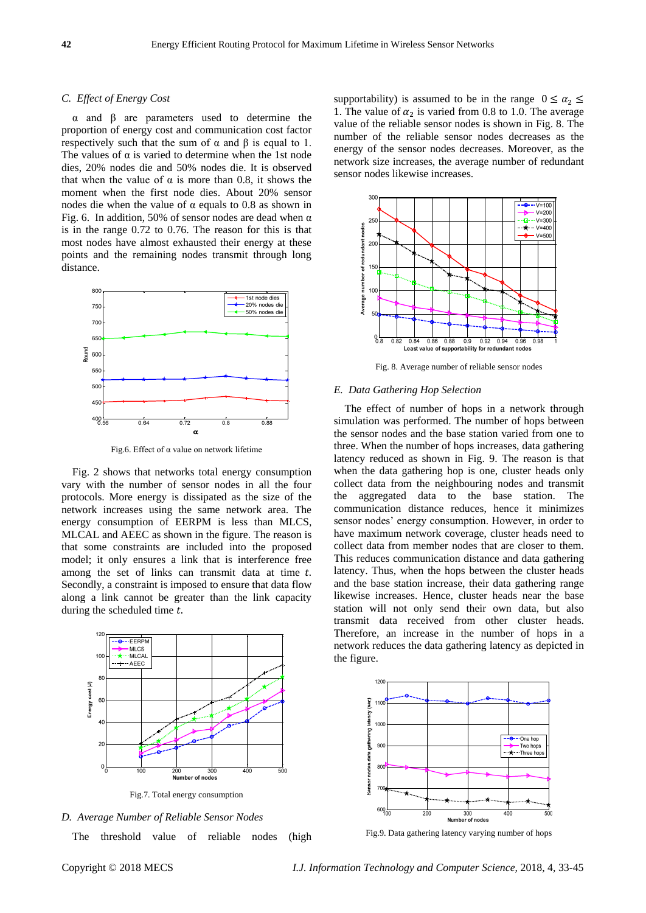### C. Effect of Energy Cost

α and β are parameters used to determine the proportion of energy cost and communication cost factor respectively such that the sum of α and β is equal to 1. The values of α is varied to determine when the 1st node dies, 20% nodes die and 50% nodes die. It is observed that when the value of α is more than 0.8, it shows the moment when the first node dies. About 20% sensor nodes die when the value of α equals to 0.8 as shown in Fig. 6. In addition, 50% of sensor nodes are dead when α is in the range 0.72 to 0.76. The reason for this is that most nodes have almost exhausted their energy at these points and the remaining nodes transmit through long distance.

Fig.6. Effect of α value on network lifetime

Fig. 2 shows that networks total energy consumption vary with the number of sensor nodes in all the four protocols. More energy is dissipated as the size of the network increases using the same network area. The energy consumption of EERPM is less than MLCS, MLCAL and AEEC as shown in the figure. The reason is that some constraints are included into the proposed model; it only ensures a link that is interference free among the set of links can transmit data at time *t*. Secondly, a constraint is imposed to ensure that data flow along a link cannot be greater than the link capacity during the scheduled time *t*.

Fig.7. Total energy consumption

### D. Average Number of Reliable Sensor Nodes

The threshold value of reliable nodes (high supportability) is assumed to be in the range $0 \leq \alpha_2 \leq 1$. The value of $\alpha_2$ is varied from 0.8 to 1.0. The average value of the reliable sensor nodes is shown in Fig. 8. The number of the reliable sensor nodes decreases as the energy of the sensor nodes decreases. Moreover, as the network size increases, the average number of redundant sensor nodes likewise increases.

Fig. 8. Average number of reliable sensor nodes

### E. Data Gathering Hop Selection

The effect of number of hops in a network through simulation was performed. The number of hops between the sensor nodes and the base station varied from one to three. When the number of hops increases, data gathering latency reduced as shown in Fig. 9. The reason is that when the data gathering hop is one, cluster heads only collect data from the neighbouring nodes and transmit the aggregated data to the base station. The communication distance reduces, hence it minimizes sensor nodes' energy consumption. However, in order to have maximum network coverage, cluster heads need to collect data from member nodes that are closer to them. This reduces communication distance and data gathering latency. Thus, when the hops between the cluster heads and the base station increase, their data gathering range likewise increases. Hence, cluster heads near the base station will not only send their own data, but also transmit data received from other cluster heads. Therefore, an increase in the number of hops in a network reduces the data gathering latency as depicted in the figure.

Fig.9. Data gathering latency varying number of hops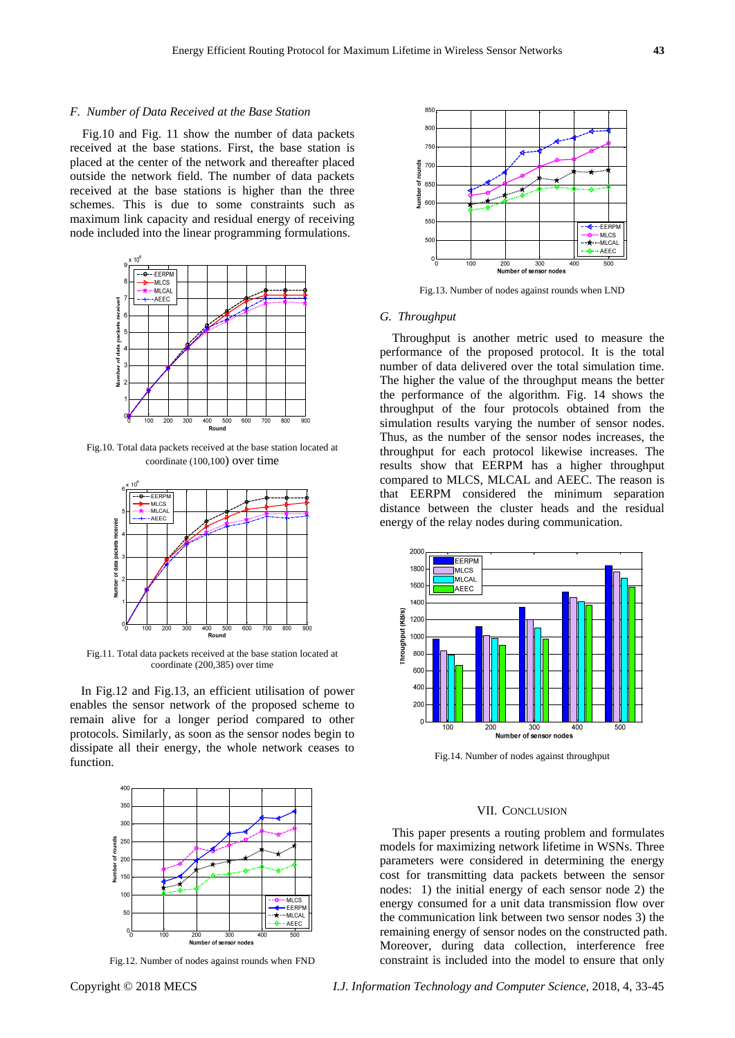### F. Number of Data Received at the Base Station

Fig.10 and Fig. 11 show the number of data packets received at the base stations. First, the base station is placed at the center of the network and thereafter placed outside the network field. The number of data packets received at the base stations is higher than the three schemes. This is due to some constraints such as maximum link capacity and residual energy of receiving node included into the linear programming formulations.

Fig.10. Total data packets received at the base station located at coordinate (100,100) over time

Fig.11. Total data packets received at the base station located at coordinate (200,385) over time

In Fig.12 and Fig.13, an efficient utilisation of power enables the sensor network of the proposed scheme to remain alive for a longer period compared to other protocols. Similarly, as soon as the sensor nodes begin to dissipate all their energy, the whole network ceases to function.

Fig.12. Number of nodes against rounds when FND

Fig.13. Number of nodes against rounds when LND

### G. Throughput

Throughput is another metric used to measure the performance of the proposed protocol. It is the total number of data delivered over the total simulation time. The higher the value of the throughput means the better the performance of the algorithm. Fig. 14 shows the throughput of the four protocols obtained from the simulation results varying the number of sensor nodes. Thus, as the number of the sensor nodes increases, the throughput for each protocol likewise increases. The results show that EERPM has a higher throughput compared to MLCS, MLCAL and AEEC. The reason is that EERPM considered the minimum separation distance between the cluster heads and the residual energy of the relay nodes during communication.

Fig.14. Number of nodes against throughput

## VII. Conclusion

This paper presents a routing problem and formulates models for maximizing network lifetime in WSNs. Three parameters were considered in determining the energy cost for transmitting data packets between the sensor nodes: 1) the initial energy of each sensor node 2) the energy consumed for a unit data transmission flow over the communication link between two sensor nodes 3) the remaining energy of sensor nodes on the constructed path. Moreover, during data collection, interference free constraint is included into the model to ensure that only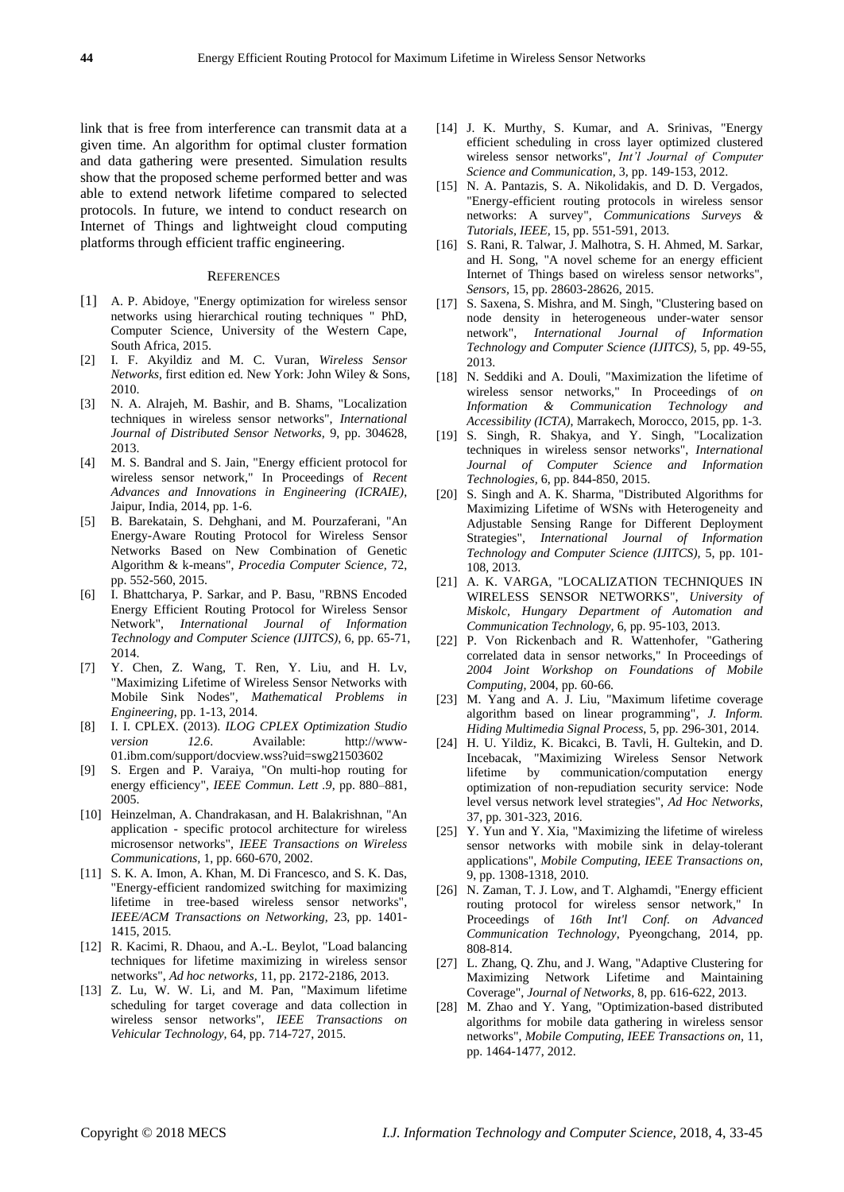link that is free from interference can transmit data at a given time. An algorithm for optimal cluster formation and data gathering were presented. Simulation results show that the proposed scheme performed better and was able to extend network lifetime compared to selected protocols. In future, we intend to conduct research on Internet of Things and lightweight cloud computing platforms through efficient traffic engineering.

## References

[1] A. P. Abidoye, "Energy optimization for wireless sensor networks using hierarchical routing techniques " PhD, Computer Science, University of the Western Cape, South Africa, 2015.

[2] I. F. Akyildiz and M. C. Vuran, *Wireless Sensor Networks*, first edition ed. New York: John Wiley & Sons, 2010.

[3] N. A. Alrajeh, M. Bashir, and B. Shams, "Localization techniques in wireless sensor networks", *International Journal of Distributed Sensor Networks*, 9, pp. 304628, 2013.

[4] M. S. Bandral and S. Jain, "Energy efficient protocol for wireless sensor network," In Proceedings of *Recent Advances and Innovations in Engineering (ICRAIE)*, Jaipur, India, 2014, pp. 1-6.

[5] B. Barekatain, S. Dehghani, and M. Pourzaferani, "An Energy-Aware Routing Protocol for Wireless Sensor Networks Based on New Combination of Genetic Algorithm & k-means", *Procedia Computer Science*, 72, pp. 552-560, 2015.

[6] I. Bhattcharya, P. Sarkar, and P. Basu, "RBNS Encoded Energy Efficient Routing Protocol for Wireless Sensor Network", *International Journal of Information Technology and Computer Science (IJITCS)*, 6, pp. 65-71, 2014.

[7] Y. Chen, Z. Wang, T. Ren, Y. Liu, and H. Lv, "Maximizing Lifetime of Wireless Sensor Networks with Mobile Sink Nodes", *Mathematical Problems in Engineering*, pp. 1-13, 2014.

[8] I. I. CPLEX. (2013). *ILOG CPLEX Optimization Studio version 12.6*. Available: http://www-01.ibm.com/support/docview.wss?uid=swg21503602

[9] S. Ergen and P. Varaiya, "On multi-hop routing for energy efficiency", *IEEE Commun. Lett .9*, pp. 880–881, 2005.

[10] Heinzelman, A. Chandrakasan, and H. Balakrishnan, "An application - specific protocol architecture for wireless microsensor networks", *IEEE Transactions on Wireless Communications*, 1, pp. 660-670, 2002.

[11] S. K. A. Imon, A. Khan, M. Di Francesco, and S. K. Das, "Energy-efficient randomized switching for maximizing lifetime in tree-based wireless sensor networks", *IEEE/ACM Transactions on Networking*, 23, pp. 1401-1415, 2015.

[12] R. Kacimi, R. Dhaou, and A.-L. Beylot, "Load balancing techniques for lifetime maximizing in wireless sensor networks", *Ad hoc networks*, 11, pp. 2172-2186, 2013.

[13] Z. Lu, W. W. Li, and M. Pan, "Maximum lifetime scheduling for target coverage and data collection in wireless sensor networks", *IEEE Transactions on Vehicular Technology*, 64, pp. 714-727, 2015.

[14] J. K. Murthy, S. Kumar, and A. Srinivas, "Energy efficient scheduling in cross layer optimized clustered wireless sensor networks", *Int'l Journal of Computer Science and Communication*, 3, pp. 149-153, 2012.

[15] N. A. Pantazis, S. A. Nikolidakis, and D. D. Vergados, "Energy-efficient routing protocols in wireless sensor networks: A survey", *Communications Surveys & Tutorials, IEEE*, 15, pp. 551-591, 2013.

[16] S. Rani, R. Talwar, J. Malhotra, S. H. Ahmed, M. Sarkar, and H. Song, "A novel scheme for an energy efficient Internet of Things based on wireless sensor networks", *Sensors*, 15, pp. 28603-28626, 2015.

[17] S. Saxena, S. Mishra, and M. Singh, "Clustering based on node density in heterogeneous under-water sensor network", *International Journal of Information Technology and Computer Science (IJITCS)*, 5, pp. 49-55, 2013.

[18] N. Seddiki and A. Douli, "Maximization the lifetime of wireless sensor networks," In Proceedings of *on Information & Communication Technology and Accessibility (ICTA)*, Marrakech, Morocco, 2015, pp. 1-3.

[19] S. Singh, R. Shakya, and Y. Singh, "Localization techniques in wireless sensor networks", *International Journal of Computer Science and Information Technologies*, 6, pp. 844-850, 2015.

[20] S. Singh and A. K. Sharma, "Distributed Algorithms for Maximizing Lifetime of WSNs with Heterogeneity and Adjustable Sensing Range for Different Deployment Strategies", *International Journal of Information Technology and Computer Science (IJITCS)*, 5, pp. 101-108, 2013.

[21] A. K. VARGA, "LOCALIZATION TECHNIQUES IN WIRELESS SENSOR NETWORKS", *University of Miskolc, Hungary Department of Automation and Communication Technology*, 6, pp. 95-103, 2013.

[22] P. Von Rickenbach and R. Wattenhofer, "Gathering correlated data in sensor networks," In Proceedings of *2004 Joint Workshop on Foundations of Mobile Computing*, 2004, pp. 60-66.

[23] M. Yang and A. J. Liu, "Maximum lifetime coverage algorithm based on linear programming", *J. Inform. Hiding Multimedia Signal Process*, 5, pp. 296-301, 2014.

[24] H. U. Yildiz, K. Bicakci, B. Tavli, H. Gultekin, and D. Incebacak, "Maximizing Wireless Sensor Network lifetime by communication/computation energy optimization of non-repudiation security service: Node level versus network level strategies", *Ad Hoc Networks*, 37, pp. 301-323, 2016.

[25] Y. Yun and Y. Xia, "Maximizing the lifetime of wireless sensor networks with mobile sink in delay-tolerant applications", *Mobile Computing, IEEE Transactions on*, 9, pp. 1308-1318, 2010.

[26] N. Zaman, T. J. Low, and T. Alghamdi, "Energy efficient routing protocol for wireless sensor network," In Proceedings of *16th Int'l Conf. on Advanced Communication Technology*, Pyeongchang, 2014, pp. 808-814.

[27] L. Zhang, Q. Zhu, and J. Wang, "Adaptive Clustering for Maximizing Network Lifetime and Maintaining Coverage", *Journal of Networks*, 8, pp. 616-622, 2013.

[28] M. Zhao and Y. Yang, "Optimization-based distributed algorithms for mobile data gathering in wireless sensor networks", *Mobile Computing, IEEE Transactions on*, 11, pp. 1464-1477, 2012.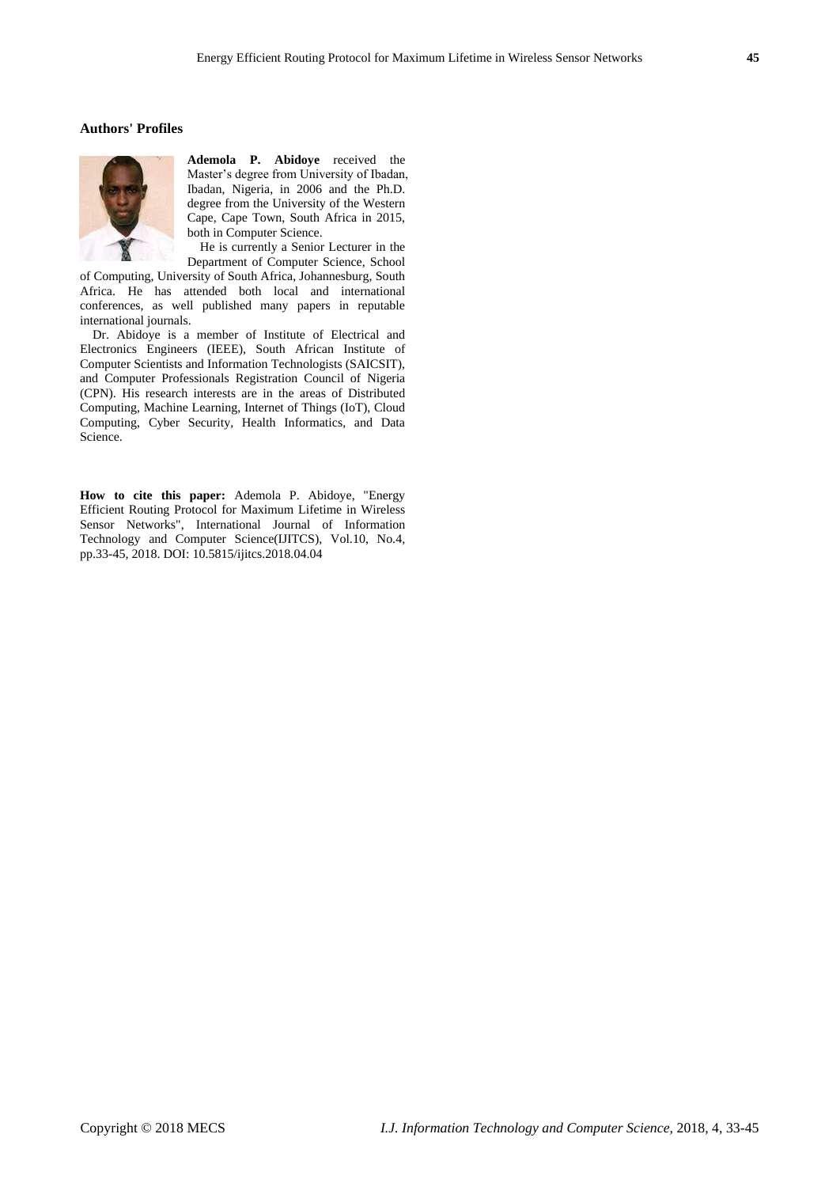**Authors' Profiles**

**Ademola P. Abidoye** received the Master's degree from University of Ibadan, Ibadan, Nigeria, in 2006 and the Ph.D. degree from the University of the Western Cape, Cape Town, South Africa in 2015, both in Computer Science.

He is currently a Senior Lecturer in the Department of Computer Science, School of Computing, University of South Africa, Johannesburg, South Africa. He has attended both local and international conferences, as well published many papers in reputable international journals.

Dr. Abidoye is a member of Institute of Electrical and Electronics Engineers (IEEE), South African Institute of Computer Scientists and Information Technologists (SAICSIT), and Computer Professionals Registration Council of Nigeria (CPN). His research interests are in the areas of Distributed Computing, Machine Learning, Internet of Things (IoT), Cloud Computing, Cyber Security, Health Informatics, and Data Science.

**How to cite this paper:** Ademola P. Abidoye, "Energy Efficient Routing Protocol for Maximum Lifetime in Wireless Sensor Networks", International Journal of Information Technology and Computer Science(IJITCS), Vol.10, No.4, pp.33-45, 2018. DOI: 10.5815/ijitcs.2018.04.04